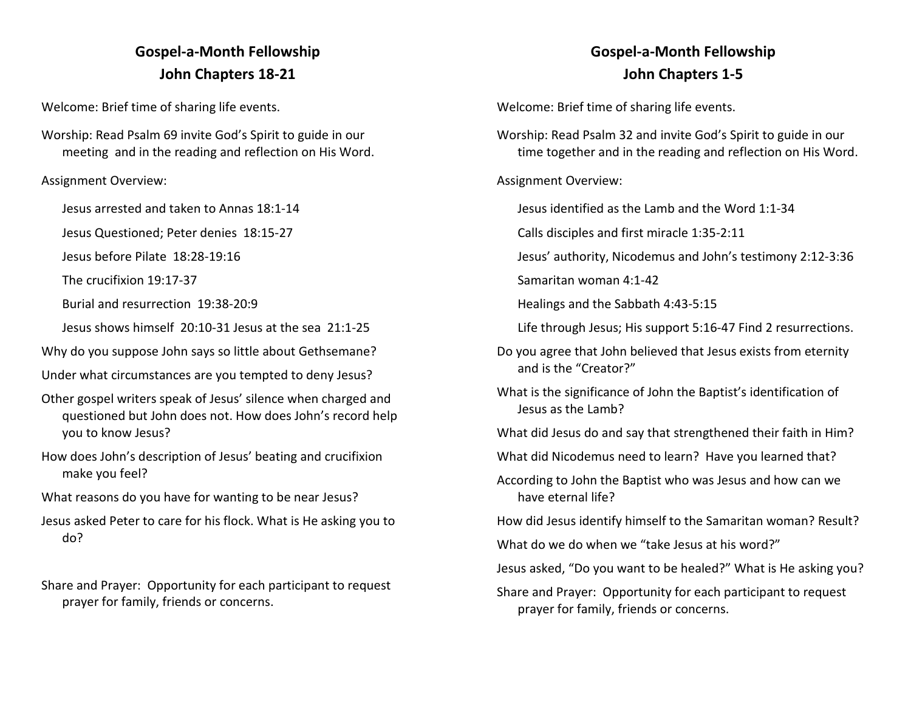## Gospel-a-Month Fellowship
## John Chapters 18-21

Welcome: Brief time of sharing life events.

Worship: Read Psalm 69 invite God's Spirit to guide in our meeting and in the reading and reflection on His Word.

Assignment Overview:

Jesus arrested and taken to Annas 18:1-14

Jesus Questioned; Peter denies 18:15-27

Jesus before Pilate 18:28-19:16

The crucifixion 19:17-37

Burial and resurrection 19:38-20:9

Jesus shows himself 20:10-31 Jesus at the sea 21:1-25

Why do you suppose John says so little about Gethsemane?

Under what circumstances are you tempted to deny Jesus?

Other gospel writers speak of Jesus' silence when charged and questioned but John does not. How does John's record help you to know Jesus?

How does John's description of Jesus' beating and crucifixion make you feel?

What reasons do you have for wanting to be near Jesus?

Jesus asked Peter to care for his flock. What is He asking you to do?

Share and Prayer: Opportunity for each participant to request prayer for family, friends or concerns.

## Gospel-a-Month Fellowship
## John Chapters 1-5

Welcome: Brief time of sharing life events.

Worship: Read Psalm 32 and invite God's Spirit to guide in our time together and in the reading and reflection on His Word.

Assignment Overview:

Jesus identified as the Lamb and the Word 1:1-34

Calls disciples and first miracle 1:35-2:11

Jesus' authority, Nicodemus and John's testimony 2:12-3:36

Samaritan woman 4:1-42

Healings and the Sabbath 4:43-5:15

Life through Jesus; His support 5:16-47 Find 2 resurrections.

Do you agree that John believed that Jesus exists from eternity and is the "Creator?"

What is the significance of John the Baptist's identification of Jesus as the Lamb?

What did Jesus do and say that strengthened their faith in Him?

What did Nicodemus need to learn? Have you learned that?

According to John the Baptist who was Jesus and how can we have eternal life?

How did Jesus identify himself to the Samaritan woman? Result?

What do we do when we "take Jesus at his word?"

Jesus asked, "Do you want to be healed?" What is He asking you?

Share and Prayer: Opportunity for each participant to request prayer for family, friends or concerns.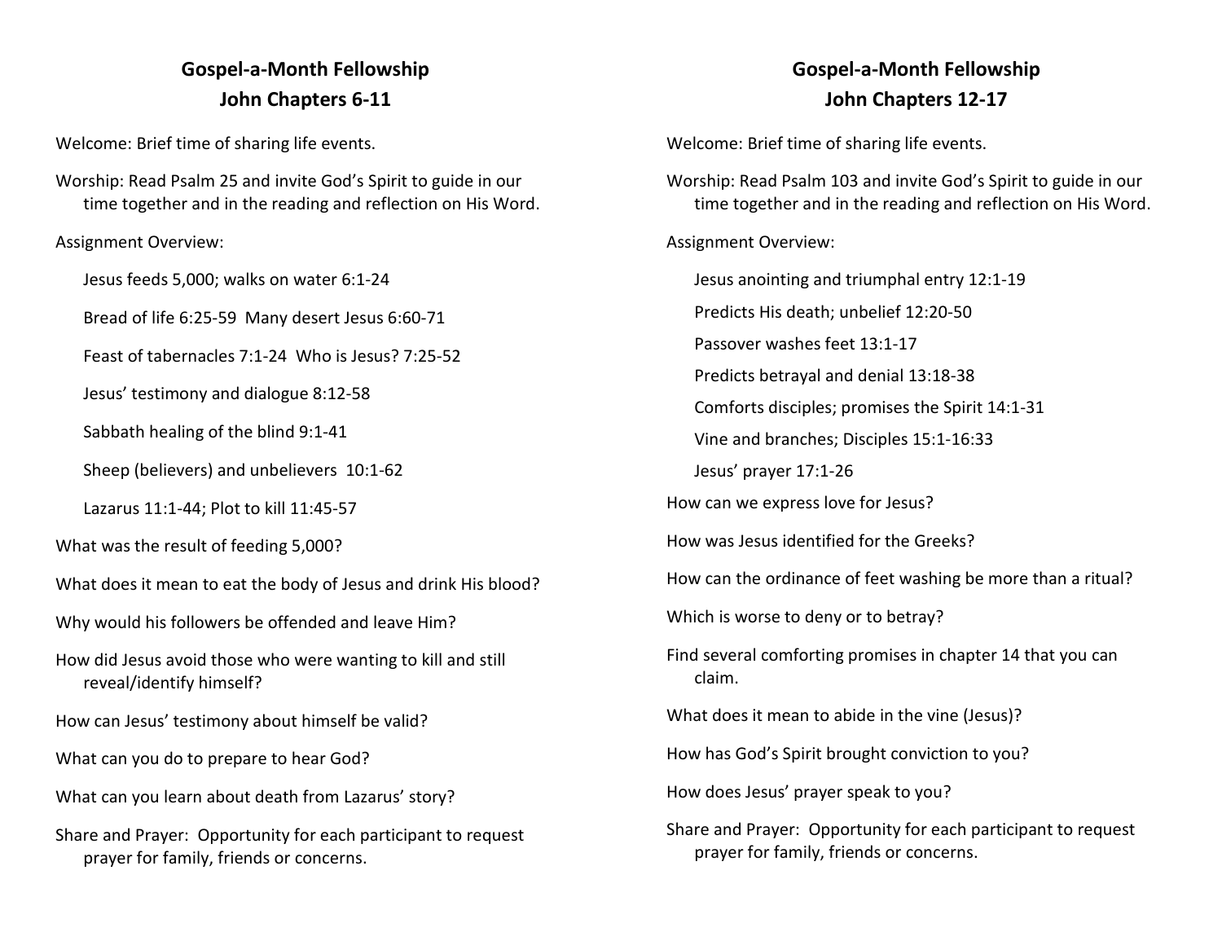## Gospel-a-Month Fellowship
## John Chapters 6-11

Welcome: Brief time of sharing life events.

Worship: Read Psalm 25 and invite God's Spirit to guide in our time together and in the reading and reflection on His Word.

Assignment Overview:

Jesus feeds 5,000; walks on water 6:1-24

Bread of life 6:25-59  Many desert Jesus 6:60-71

Feast of tabernacles 7:1-24  Who is Jesus? 7:25-52

Jesus' testimony and dialogue 8:12-58

Sabbath healing of the blind 9:1-41

Sheep (believers) and unbelievers  10:1-62

Lazarus 11:1-44; Plot to kill 11:45-57

What was the result of feeding 5,000?

What does it mean to eat the body of Jesus and drink His blood?

Why would his followers be offended and leave Him?

How did Jesus avoid those who were wanting to kill and still reveal/identify himself?

How can Jesus' testimony about himself be valid?

What can you do to prepare to hear God?

What can you learn about death from Lazarus' story?

Share and Prayer:  Opportunity for each participant to request prayer for family, friends or concerns.

## Gospel-a-Month Fellowship
## John Chapters 12-17

Welcome: Brief time of sharing life events.

Worship: Read Psalm 103 and invite God's Spirit to guide in our time together and in the reading and reflection on His Word.

Assignment Overview:

Jesus anointing and triumphal entry 12:1-19

Predicts His death; unbelief 12:20-50

Passover washes feet 13:1-17

Predicts betrayal and denial 13:18-38

Comforts disciples; promises the Spirit 14:1-31

Vine and branches; Disciples 15:1-16:33

Jesus' prayer 17:1-26

How can we express love for Jesus?

How was Jesus identified for the Greeks?

How can the ordinance of feet washing be more than a ritual?

Which is worse to deny or to betray?

Find several comforting promises in chapter 14 that you can claim.

What does it mean to abide in the vine (Jesus)?

How has God's Spirit brought conviction to you?

How does Jesus' prayer speak to you?

Share and Prayer:  Opportunity for each participant to request prayer for family, friends or concerns.